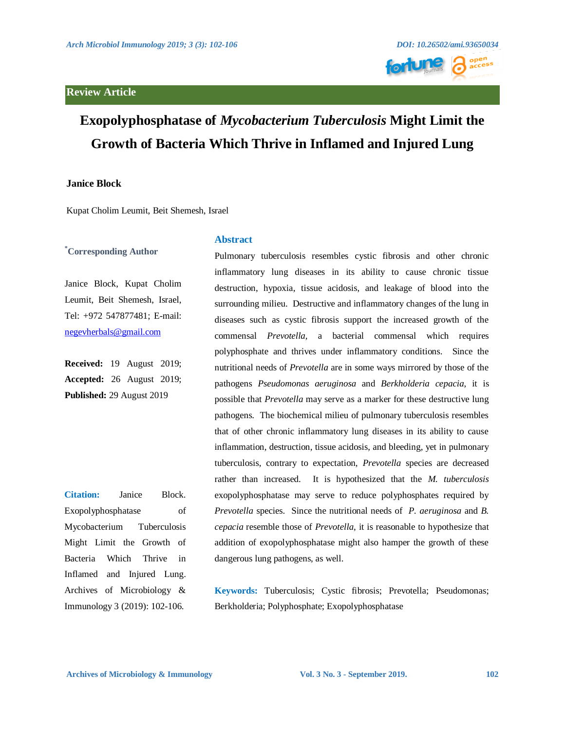Review Article

# Exopolyphosphatase of *Mycobacterium Tuberculosis* Might Limit the Growth of Bacteria Which Thrive in Inflamed and Injured Lung

**Janice Block**

Kupat Cholim Leumit, Beit Shemesh, Israel

**\*Corresponding Author**

Janice Block, Kupat Cholim Leumit, Beit Shemesh, Israel, Tel: +972 547877481; E-mail: negevherbals@gmail.com

**Received:** 19 August 2019; **Accepted:** 26 August 2019; **Published:** 29 August 2019

**Citation:** Janice Block. Exopolyphosphatase of Mycobacterium Tuberculosis Might Limit the Growth of Bacteria Which Thrive in Inflamed and Injured Lung. Archives of Microbiology & Immunology 3 (2019): 102-106.

## Abstract

Pulmonary tuberculosis resembles cystic fibrosis and other chronic inflammatory lung diseases in its ability to cause chronic tissue destruction, hypoxia, tissue acidosis, and leakage of blood into the surrounding milieu. Destructive and inflammatory changes of the lung in diseases such as cystic fibrosis support the increased growth of the commensal *Prevotella,* a bacterial commensal which requires polyphosphate and thrives under inflammatory conditions. Since the nutritional needs of *Prevotella* are in some ways mirrored by those of the pathogens *Pseudomonas aeruginosa* and *Berkholderia cepacia*, it is possible that *Prevotella* may serve as a marker for these destructive lung pathogens. The biochemical milieu of pulmonary tuberculosis resembles that of other chronic inflammatory lung diseases in its ability to cause inflammation, destruction, tissue acidosis, and bleeding, yet in pulmonary tuberculosis, contrary to expectation, *Prevotella* species are decreased rather than increased. It is hypothesized that the *M. tuberculosis* exopolyphosphatase may serve to reduce polyphosphates required by *Prevotella* species. Since the nutritional needs of *P. aeruginosa* and *B. cepacia* resemble those of *Prevotella*, it is reasonable to hypothesize that addition of exopolyphosphatase might also hamper the growth of these dangerous lung pathogens, as well.

**Keywords:** Tuberculosis; Cystic fibrosis; Prevotella; Pseudomonas; Berkholderia; Polyphosphate; Exopolyphosphatase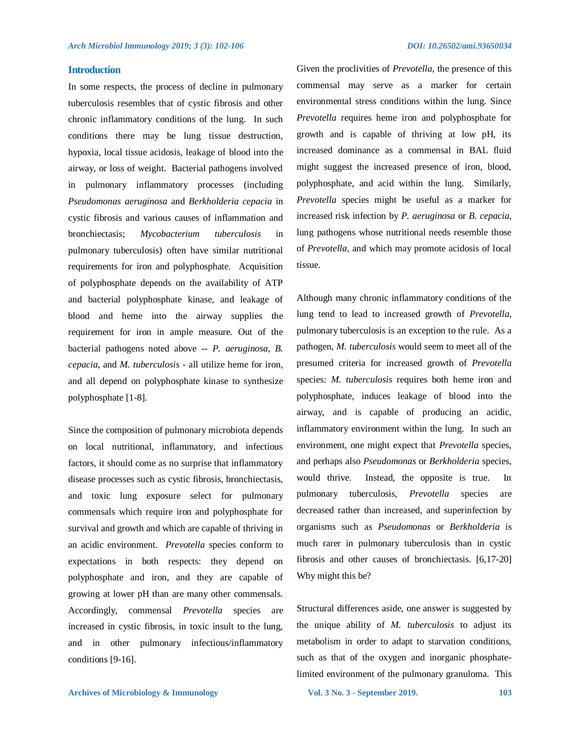## Introduction

In some respects, the process of decline in pulmonary tuberculosis resembles that of cystic fibrosis and other chronic inflammatory conditions of the lung. In such conditions there may be lung tissue destruction, hypoxia, local tissue acidosis, leakage of blood into the airway, or loss of weight. Bacterial pathogens involved in pulmonary inflammatory processes (including *Pseudomonas aeruginosa* and *Berkholderia cepacia* in cystic fibrosis and various causes of inflammation and bronchiectasis; *Mycobacterium tuberculosis* in pulmonary tuberculosis) often have similar nutritional requirements for iron and polyphosphate. Acquisition of polyphosphate depends on the availability of ATP and bacterial polyphosphate kinase, and leakage of blood and heme into the airway supplies the requirement for iron in ample measure. Out of the bacterial pathogens noted above -- *P. aeruginosa, B. cepacia,* and *M. tuberculosis* - all utilize heme for iron, and all depend on polyphosphate kinase to synthesize polyphosphate [1-8].

Since the composition of pulmonary microbiota depends on local nutritional, inflammatory, and infectious factors, it should come as no surprise that inflammatory disease processes such as cystic fibrosis, bronchiectasis, and toxic lung exposure select for pulmonary commensals which require iron and polyphosphate for survival and growth and which are capable of thriving in an acidic environment. *Prevotella* species conform to expectations in both respects: they depend on polyphosphate and iron, and they are capable of growing at lower pH than are many other commensals. Accordingly, commensal *Prevotella* species are increased in cystic fibrosis, in toxic insult to the lung, and in other pulmonary infectious/inflammatory conditions [9-16].

Given the proclivities of *Prevotella*, the presence of this commensal may serve as a marker for certain environmental stress conditions within the lung. Since *Prevotella* requires heme iron and polyphosphate for growth and is capable of thriving at low pH, its increased dominance as a commensal in BAL fluid might suggest the increased presence of iron, blood, polyphosphate, and acid within the lung. Similarly, *Prevotella* species might be useful as a marker for increased risk infection by *P. aeruginosa* or *B. cepacia*, lung pathogens whose nutritional needs resemble those of *Prevotella*, and which may promote acidosis of local tissue.

Although many chronic inflammatory conditions of the lung tend to lead to increased growth of *Prevotella*, pulmonary tuberculosis is an exception to the rule. As a pathogen, *M. tuberculosis* would seem to meet all of the presumed criteria for increased growth of *Prevotella* species: *M. tuberculosis* requires both heme iron and polyphosphate, induces leakage of blood into the airway, and is capable of producing an acidic, inflammatory environment within the lung. In such an environment, one might expect that *Prevotella* species, and perhaps also *Pseudomonas* or *Berkholderia* species, would thrive. Instead, the opposite is true. In pulmonary tuberculosis, *Prevotella* species are decreased rather than increased, and superinfection by organisms such as *Pseudomonas* or *Berkholderia* is much rarer in pulmonary tuberculosis than in cystic fibrosis and other causes of bronchiectasis. [6,17-20] Why might this be?

Structural differences aside, one answer is suggested by the unique ability of *M. tuberculosis* to adjust its metabolism in order to adapt to starvation conditions, such as that of the oxygen and inorganic phosphate-limited environment of the pulmonary granuloma. This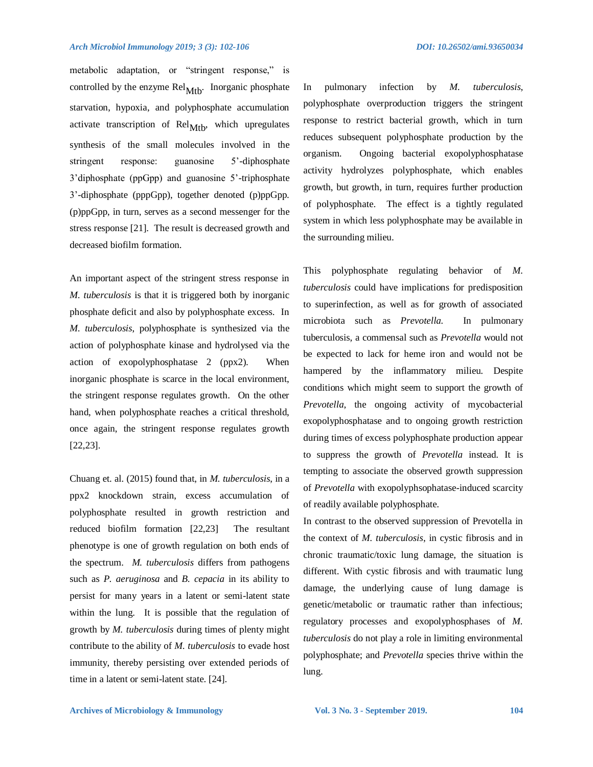metabolic adaptation, or “stringent response,” is controlled by the enzyme $Rel_{Mtb}$. Inorganic phosphate starvation, hypoxia, and polyphosphate accumulation activate transcription of $Rel_{Mtb}$, which upregulates synthesis of the small molecules involved in the stringent response: guanosine 5’-diphosphate 3’diphosphate (ppGpp) and guanosine 5’-triphosphate 3’-diphosphate (pppGpp), together denoted (p)ppGpp. (p)ppGpp, in turn, serves as a second messenger for the stress response [21]. The result is decreased growth and decreased biofilm formation.

An important aspect of the stringent stress response in *M. tuberculosis* is that it is triggered both by inorganic phosphate deficit and also by polyphosphate excess. In *M. tuberculosis*, polyphosphate is synthesized via the action of polyphosphate kinase and hydrolysed via the action of exopolyphosphatase 2 (ppx2). When inorganic phosphate is scarce in the local environment, the stringent response regulates growth. On the other hand, when polyphosphate reaches a critical threshold, once again, the stringent response regulates growth [22,23].

Chuang et. al. (2015) found that, in *M. tuberculosis*, in a ppx2 knockdown strain, excess accumulation of polyphosphate resulted in growth restriction and reduced biofilm formation [22,23] The resultant phenotype is one of growth regulation on both ends of the spectrum. *M. tuberculosis* differs from pathogens such as *P. aeruginosa* and *B. cepacia* in its ability to persist for many years in a latent or semi-latent state within the lung. It is possible that the regulation of growth by *M. tuberculosis* during times of plenty might contribute to the ability of *M. tuberculosis* to evade host immunity, thereby persisting over extended periods of time in a latent or semi-latent state. [24].

In pulmonary infection by *M. tuberculosis*, polyphosphate overproduction triggers the stringent response to restrict bacterial growth, which in turn reduces subsequent polyphosphate production by the organism. Ongoing bacterial exopolyphosphatase activity hydrolyzes polyphosphate, which enables growth, but growth, in turn, requires further production of polyphosphate. The effect is a tightly regulated system in which less polyphosphate may be available in the surrounding milieu.

This polyphosphate regulating behavior of *M. tuberculosis* could have implications for predisposition to superinfection, as well as for growth of associated microbiota such as *Prevotella.* In pulmonary tuberculosis, a commensal such as *Prevotella* would not be expected to lack for heme iron and would not be hampered by the inflammatory milieu. Despite conditions which might seem to support the growth of *Prevotella*, the ongoing activity of mycobacterial exopolyphosphatase and to ongoing growth restriction during times of excess polyphosphate production appear to suppress the growth of *Prevotella* instead. It is tempting to associate the observed growth suppression of *Prevotella* with exopolyphsophatase-induced scarcity of readily available polyphosphate.

In contrast to the observed suppression of Prevotella in the context of *M. tuberculosis*, in cystic fibrosis and in chronic traumatic/toxic lung damage, the situation is different. With cystic fibrosis and with traumatic lung damage, the underlying cause of lung damage is genetic/metabolic or traumatic rather than infectious; regulatory processes and exopolyphosphases of *M. tuberculosis* do not play a role in limiting environmental polyphosphate; and *Prevotella* species thrive within the lung.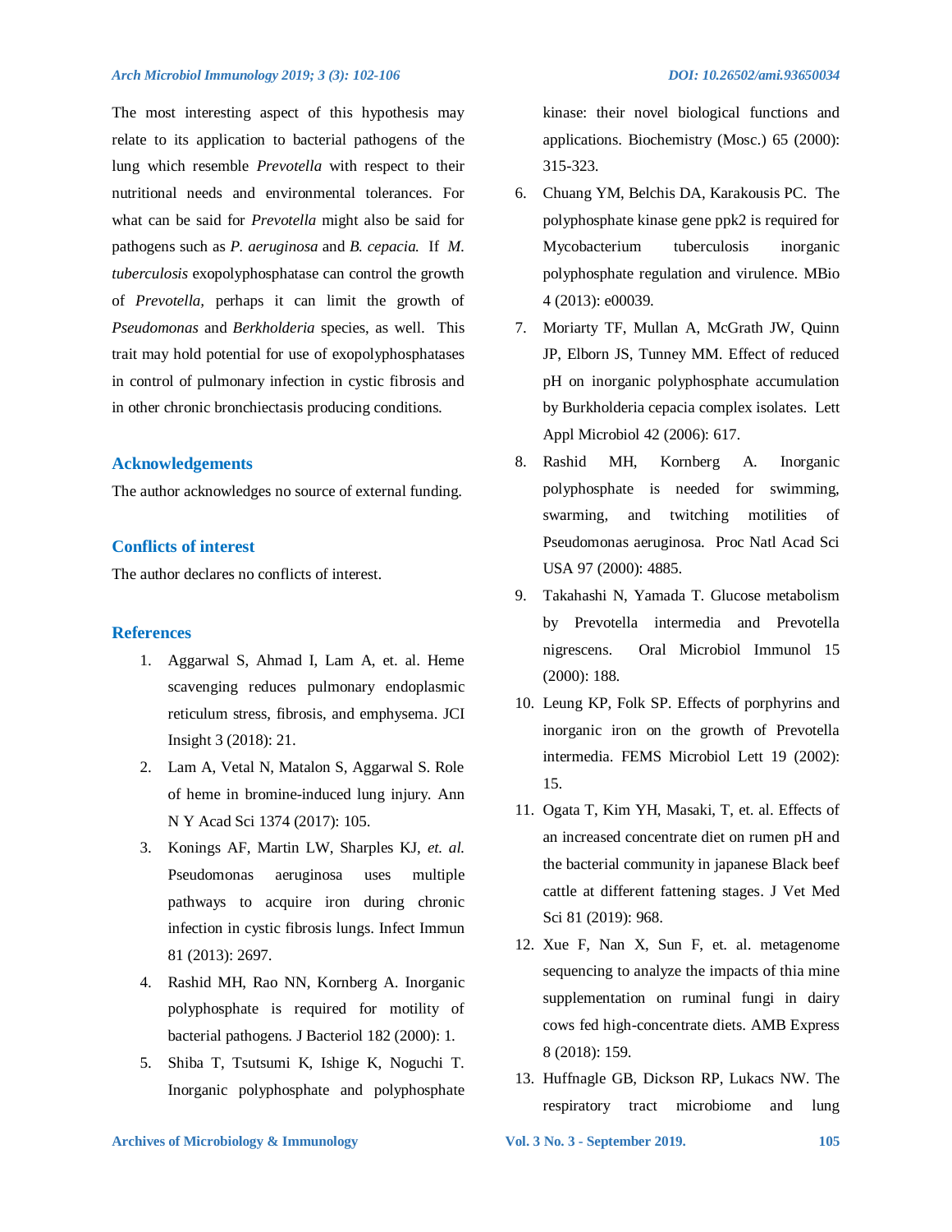The most interesting aspect of this hypothesis may relate to its application to bacterial pathogens of the lung which resemble *Prevotella* with respect to their nutritional needs and environmental tolerances. For what can be said for *Prevotella* might also be said for pathogens such as *P. aeruginosa* and *B. cepacia.* If *M. tuberculosis* exopolyphosphatase can control the growth of *Prevotella,* perhaps it can limit the growth of *Pseudomonas* and *Berkholderia* species, as well. This trait may hold potential for use of exopolyphosphatases in control of pulmonary infection in cystic fibrosis and in other chronic bronchiectasis producing conditions.

## Acknowledgements

The author acknowledges no source of external funding.

## Conflicts of interest

The author declares no conflicts of interest.

## References

1. Aggarwal S, Ahmad I, Lam A, et. al. Heme scavenging reduces pulmonary endoplasmic reticulum stress, fibrosis, and emphysema. JCI Insight 3 (2018): 21.
2. Lam A, Vetal N, Matalon S, Aggarwal S. Role of heme in bromine-induced lung injury. Ann N Y Acad Sci 1374 (2017): 105.
3. Konings AF, Martin LW, Sharples KJ, *et. al.* Pseudomonas aeruginosa uses multiple pathways to acquire iron during chronic infection in cystic fibrosis lungs. Infect Immun 81 (2013): 2697.
4. Rashid MH, Rao NN, Kornberg A. Inorganic polyphosphate is required for motility of bacterial pathogens. J Bacteriol 182 (2000): 1.
5. Shiba T, Tsutsumi K, Ishige K, Noguchi T. Inorganic polyphosphate and polyphosphate kinase: their novel biological functions and applications. Biochemistry (Mosc.) 65 (2000): 315-323.
6. Chuang YM, Belchis DA, Karakousis PC. The polyphosphate kinase gene ppk2 is required for Mycobacterium tuberculosis inorganic polyphosphate regulation and virulence. MBio 4 (2013): e00039.
7. Moriarty TF, Mullan A, McGrath JW, Quinn JP, Elborn JS, Tunney MM. Effect of reduced pH on inorganic polyphosphate accumulation by Burkholderia cepacia complex isolates. Lett Appl Microbiol 42 (2006): 617.
8. Rashid MH, Kornberg A. Inorganic polyphosphate is needed for swimming, swarming, and twitching motilities of Pseudomonas aeruginosa. Proc Natl Acad Sci USA 97 (2000): 4885.
9. Takahashi N, Yamada T. Glucose metabolism by Prevotella intermedia and Prevotella nigrescens. Oral Microbiol Immunol 15 (2000): 188.
10. Leung KP, Folk SP. Effects of porphyrins and inorganic iron on the growth of Prevotella intermedia. FEMS Microbiol Lett 19 (2002): 15.
11. Ogata T, Kim YH, Masaki, T, et. al. Effects of an increased concentrate diet on rumen pH and the bacterial community in japanese Black beef cattle at different fattening stages. J Vet Med Sci 81 (2019): 968.
12. Xue F, Nan X, Sun F, et. al. metagenome sequencing to analyze the impacts of thia mine supplementation on ruminal fungi in dairy cows fed high-concentrate diets. AMB Express 8 (2018): 159.
13. Huffnagle GB, Dickson RP, Lukacs NW. The respiratory tract microbiome and lung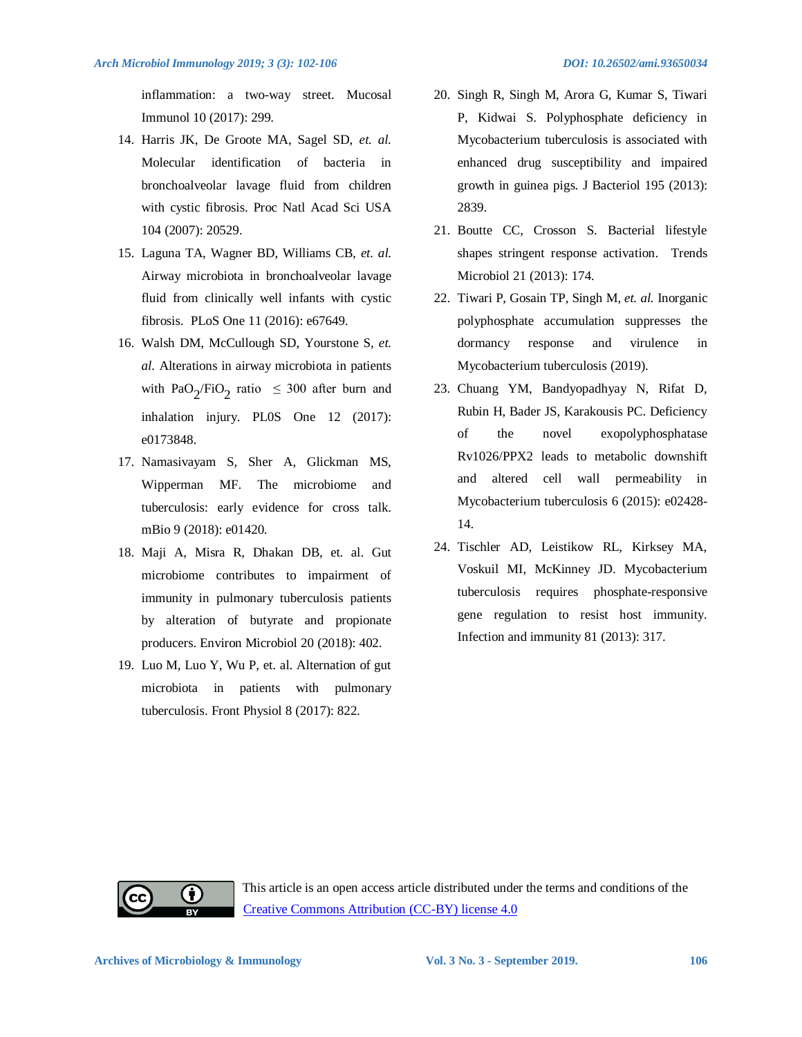inflammation: a two-way street. Mucosal Immunol 10 (2017): 299.

14. Harris JK, De Groote MA, Sagel SD, *et. al.* Molecular identification of bacteria in bronchoalveolar lavage fluid from children with cystic fibrosis. Proc Natl Acad Sci USA 104 (2007): 20529.
15. Laguna TA, Wagner BD, Williams CB, *et. al.* Airway microbiota in bronchoalveolar lavage fluid from clinically well infants with cystic fibrosis. PLoS One 11 (2016): e67649.
16. Walsh DM, McCullough SD, Yourstone S, *et. al.* Alterations in airway microbiota in patients with $PaO_2/FiO_2$ ratio $\leq 300$ after burn and inhalation injury. PL0S One 12 (2017): e0173848.
17. Namasivayam S, Sher A, Glickman MS, Wipperman MF. The microbiome and tuberculosis: early evidence for cross talk. mBio 9 (2018): e01420.
18. Maji A, Misra R, Dhakan DB, et. al. Gut microbiome contributes to impairment of immunity in pulmonary tuberculosis patients by alteration of butyrate and propionate producers. Environ Microbiol 20 (2018): 402.
19. Luo M, Luo Y, Wu P, et. al. Alternation of gut microbiota in patients with pulmonary tuberculosis. Front Physiol 8 (2017): 822.
20. Singh R, Singh M, Arora G, Kumar S, Tiwari P, Kidwai S. Polyphosphate deficiency in Mycobacterium tuberculosis is associated with enhanced drug susceptibility and impaired growth in guinea pigs. J Bacteriol 195 (2013): 2839.
21. Boutte CC, Crosson S. Bacterial lifestyle shapes stringent response activation. Trends Microbiol 21 (2013): 174.
22. Tiwari P, Gosain TP, Singh M, *et. al.* Inorganic polyphosphate accumulation suppresses the dormancy response and virulence in Mycobacterium tuberculosis (2019).
23. Chuang YM, Bandyopadhyay N, Rifat D, Rubin H, Bader JS, Karakousis PC. Deficiency of the novel exopolyphosphatase Rv1026/PPX2 leads to metabolic downshift and altered cell wall permeability in Mycobacterium tuberculosis 6 (2015): e02428-14.
24. Tischler AD, Leistikow RL, Kirksey MA, Voskuil MI, McKinney JD. Mycobacterium tuberculosis requires phosphate-responsive gene regulation to resist host immunity. Infection and immunity 81 (2013): 317.

This article is an open access article distributed under the terms and conditions of the [Creative Commons Attribution (CC-BY) license 4.0](https://creativecommons.org/licenses/by/4.0/)